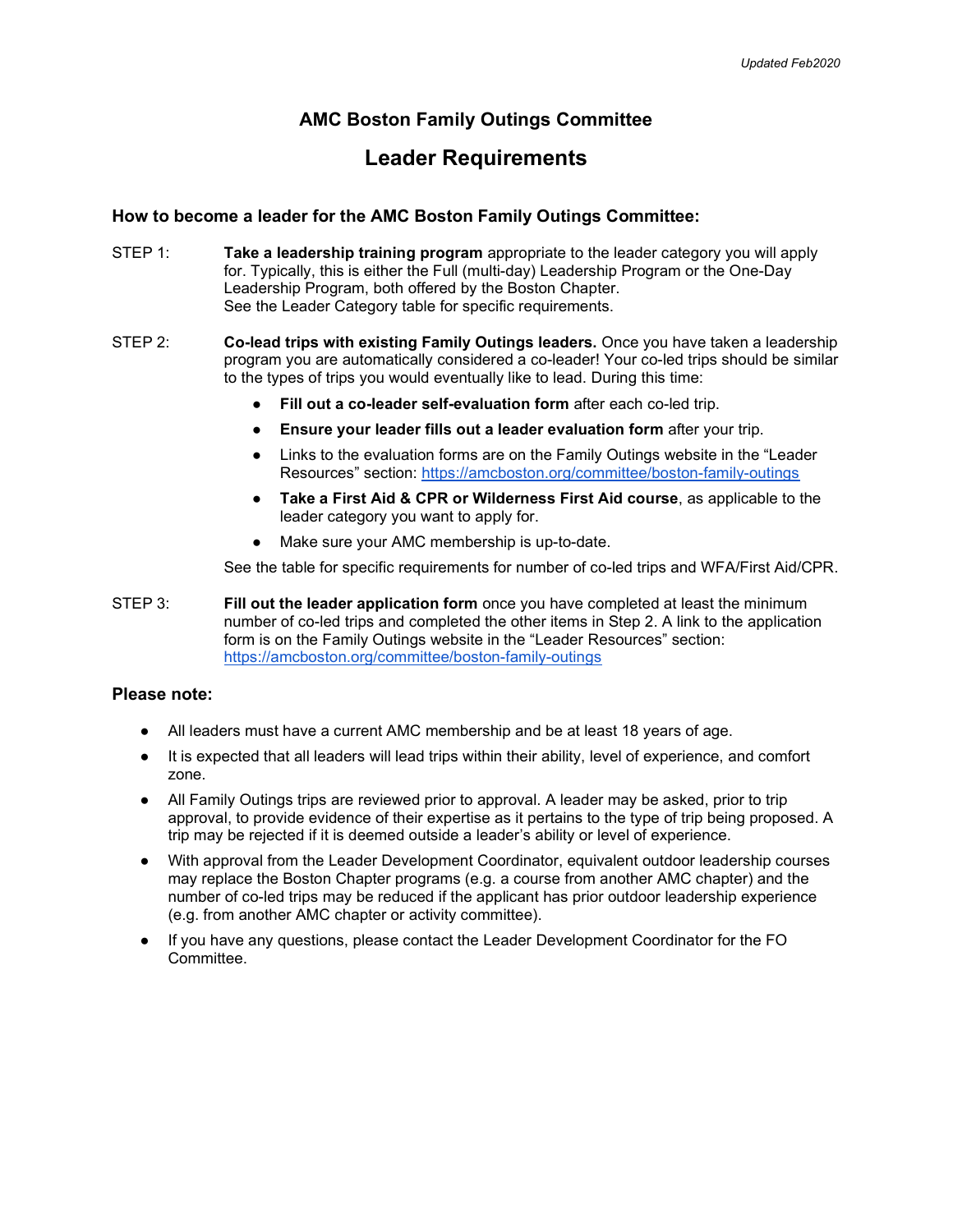*Updated Feb2020*

# AMC Boston Family Outings Committee

## Leader Requirements

### How to become a leader for the AMC Boston Family Outings Committee:

STEP 1: **Take a leadership training program** appropriate to the leader category you will apply for. Typically, this is either the Full (multi-day) Leadership Program or the One-Day Leadership Program, both offered by the Boston Chapter.
See the Leader Category table for specific requirements.

STEP 2: **Co-lead trips with existing Family Outings leaders.** Once you have taken a leadership program you are automatically considered a co-leader! Your co-led trips should be similar to the types of trips you would eventually like to lead. During this time:

- **Fill out a co-leader self-evaluation form** after each co-led trip.
- **Ensure your leader fills out a leader evaluation form** after your trip.
- Links to the evaluation forms are on the Family Outings website in the "Leader Resources" section: https://amcboston.org/committee/boston-family-outings
- **Take a First Aid & CPR or Wilderness First Aid course**, as applicable to the leader category you want to apply for.
- Make sure your AMC membership is up-to-date.

See the table for specific requirements for number of co-led trips and WFA/First Aid/CPR.

STEP 3: **Fill out the leader application form** once you have completed at least the minimum number of co-led trips and completed the other items in Step 2. A link to the application form is on the Family Outings website in the "Leader Resources" section: https://amcboston.org/committee/boston-family-outings

### Please note:

- All leaders must have a current AMC membership and be at least 18 years of age.
- It is expected that all leaders will lead trips within their ability, level of experience, and comfort zone.
- All Family Outings trips are reviewed prior to approval. A leader may be asked, prior to trip approval, to provide evidence of their expertise as it pertains to the type of trip being proposed. A trip may be rejected if it is deemed outside a leader's ability or level of experience.
- With approval from the Leader Development Coordinator, equivalent outdoor leadership courses may replace the Boston Chapter programs (e.g. a course from another AMC chapter) and the number of co-led trips may be reduced if the applicant has prior outdoor leadership experience (e.g. from another AMC chapter or activity committee).
- If you have any questions, please contact the Leader Development Coordinator for the FO Committee.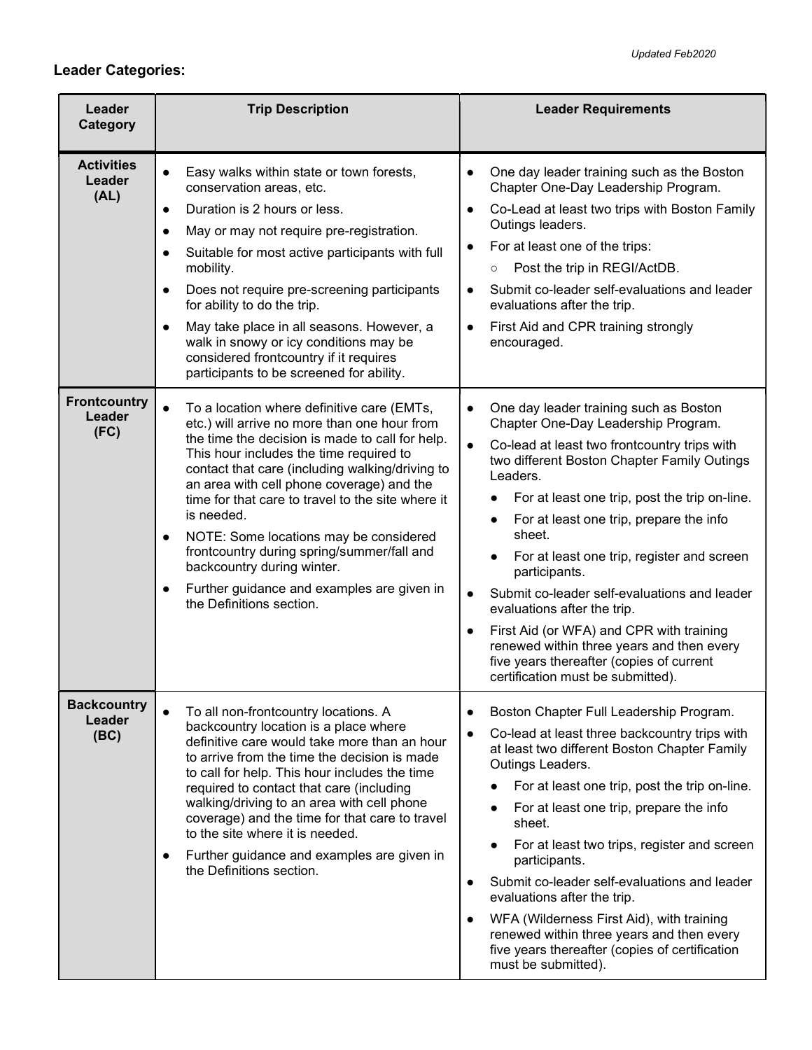*Updated Feb2020*

**Leader Categories:**

| Leader Category | Trip Description | Leader Requirements |
|---|---|---|
| **Activities Leader (AL)** | • Easy walks within state or town forests, conservation areas, etc.<br>• Duration is 2 hours or less.<br>• May or may not require pre-registration.<br>• Suitable for most active participants with full mobility.<br>• Does not require pre-screening participants for ability to do the trip.<br>• May take place in all seasons. However, a walk in snowy or icy conditions may be considered frontcountry if it requires participants to be screened for ability. | • One day leader training such as the Boston Chapter One-Day Leadership Program.<br>• Co-Lead at least two trips with Boston Family Outings leaders.<br>• For at least one of the trips:<br>&nbsp;&nbsp;○ Post the trip in REGI/ActDB.<br>• Submit co-leader self-evaluations and leader evaluations after the trip.<br>• First Aid and CPR training strongly encouraged. |
| **Frontcountry Leader (FC)** | • To a location where definitive care (EMTs, etc.) will arrive no more than one hour from the time the decision is made to call for help. This hour includes the time required to contact that care (including walking/driving to an area with cell phone coverage) and the time for that care to travel to the site where it is needed.<br>• NOTE: Some locations may be considered frontcountry during spring/summer/fall and backcountry during winter.<br>• Further guidance and examples are given in the Definitions section. | • One day leader training such as Boston Chapter One-Day Leadership Program.<br>• Co-lead at least two frontcountry trips with two different Boston Chapter Family Outings Leaders.<br>&nbsp;&nbsp;• For at least one trip, post the trip on-line.<br>&nbsp;&nbsp;• For at least one trip, prepare the info sheet.<br>&nbsp;&nbsp;• For at least one trip, register and screen participants.<br>• Submit co-leader self-evaluations and leader evaluations after the trip.<br>• First Aid (or WFA) and CPR with training renewed within three years and then every five years thereafter (copies of current certification must be submitted). |
| **Backcountry Leader (BC)** | • To all non-frontcountry locations. A backcountry location is a place where definitive care would take more than an hour to arrive from the time the decision is made to call for help. This hour includes the time required to contact that care (including walking/driving to an area with cell phone coverage) and the time for that care to travel to the site where it is needed.<br>• Further guidance and examples are given in the Definitions section. | • Boston Chapter Full Leadership Program.<br>• Co-lead at least three backcountry trips with at least two different Boston Chapter Family Outings Leaders.<br>&nbsp;&nbsp;• For at least one trip, post the trip on-line.<br>&nbsp;&nbsp;• For at least one trip, prepare the info sheet.<br>&nbsp;&nbsp;• For at least two trips, register and screen participants.<br>• Submit co-leader self-evaluations and leader evaluations after the trip.<br>• WFA (Wilderness First Aid), with training renewed within three years and then every five years thereafter (copies of certification must be submitted). |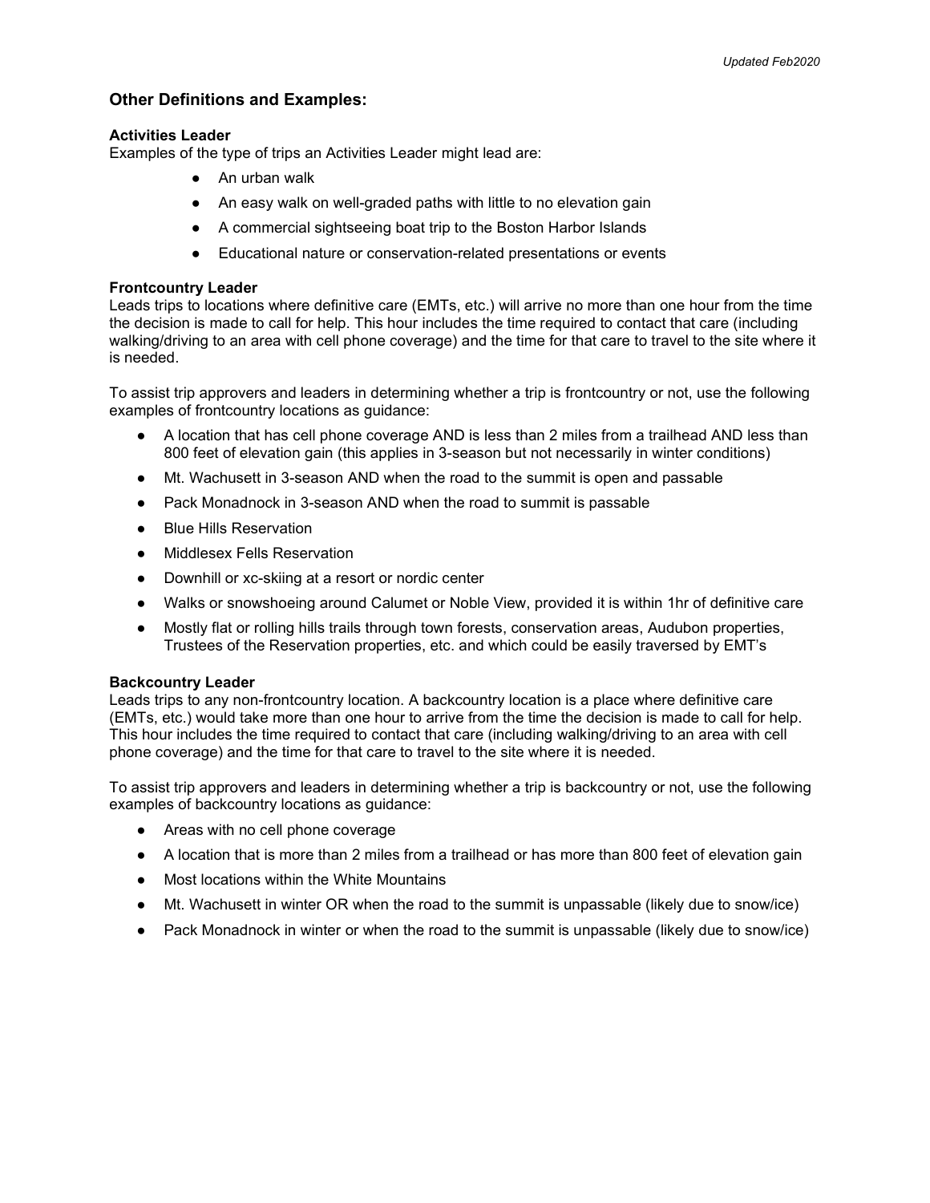## Other Definitions and Examples:

**Activities Leader**
Examples of the type of trips an Activities Leader might lead are:

- An urban walk
- An easy walk on well-graded paths with little to no elevation gain
- A commercial sightseeing boat trip to the Boston Harbor Islands
- Educational nature or conservation-related presentations or events

**Frontcountry Leader**
Leads trips to locations where definitive care (EMTs, etc.) will arrive no more than one hour from the time the decision is made to call for help. This hour includes the time required to contact that care (including walking/driving to an area with cell phone coverage) and the time for that care to travel to the site where it is needed.

To assist trip approvers and leaders in determining whether a trip is frontcountry or not, use the following examples of frontcountry locations as guidance:

- A location that has cell phone coverage AND is less than 2 miles from a trailhead AND less than 800 feet of elevation gain (this applies in 3-season but not necessarily in winter conditions)
- Mt. Wachusett in 3-season AND when the road to the summit is open and passable
- Pack Monadnock in 3-season AND when the road to summit is passable
- Blue Hills Reservation
- Middlesex Fells Reservation
- Downhill or xc-skiing at a resort or nordic center
- Walks or snowshoeing around Calumet or Noble View, provided it is within 1hr of definitive care
- Mostly flat or rolling hills trails through town forests, conservation areas, Audubon properties, Trustees of the Reservation properties, etc. and which could be easily traversed by EMT's

**Backcountry Leader**
Leads trips to any non-frontcountry location. A backcountry location is a place where definitive care (EMTs, etc.) would take more than one hour to arrive from the time the decision is made to call for help. This hour includes the time required to contact that care (including walking/driving to an area with cell phone coverage) and the time for that care to travel to the site where it is needed.

To assist trip approvers and leaders in determining whether a trip is backcountry or not, use the following examples of backcountry locations as guidance:

- Areas with no cell phone coverage
- A location that is more than 2 miles from a trailhead or has more than 800 feet of elevation gain
- Most locations within the White Mountains
- Mt. Wachusett in winter OR when the road to the summit is unpassable (likely due to snow/ice)
- Pack Monadnock in winter or when the road to the summit is unpassable (likely due to snow/ice)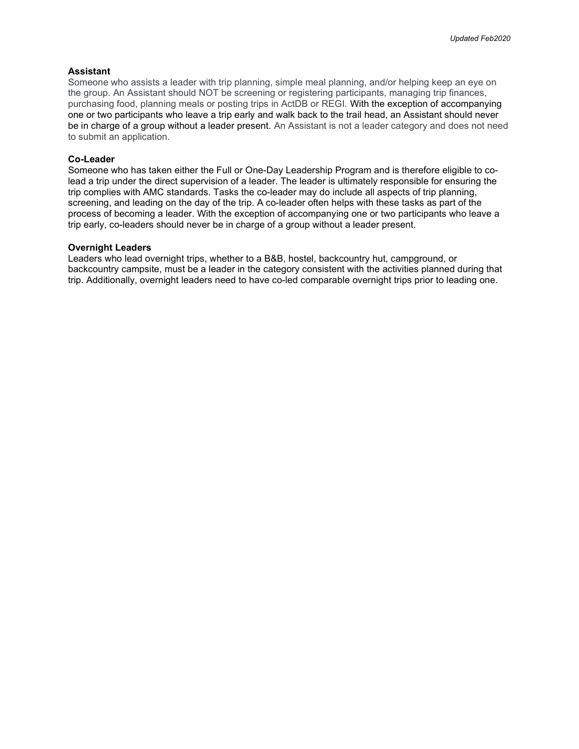### Assistant

Someone who assists a leader with trip planning, simple meal planning, and/or helping keep an eye on the group. An Assistant should NOT be screening or registering participants, managing trip finances, purchasing food, planning meals or posting trips in ActDB or REGI. With the exception of accompanying one or two participants who leave a trip early and walk back to the trail head, an Assistant should never be in charge of a group without a leader present. An Assistant is not a leader category and does not need to submit an application.

### Co-Leader

Someone who has taken either the Full or One-Day Leadership Program and is therefore eligible to co-lead a trip under the direct supervision of a leader. The leader is ultimately responsible for ensuring the trip complies with AMC standards. Tasks the co-leader may do include all aspects of trip planning, screening, and leading on the day of the trip. A co-leader often helps with these tasks as part of the process of becoming a leader. With the exception of accompanying one or two participants who leave a trip early, co-leaders should never be in charge of a group without a leader present.

### Overnight Leaders

Leaders who lead overnight trips, whether to a B&B, hostel, backcountry hut, campground, or backcountry campsite, must be a leader in the category consistent with the activities planned during that trip. Additionally, overnight leaders need to have co-led comparable overnight trips prior to leading one.